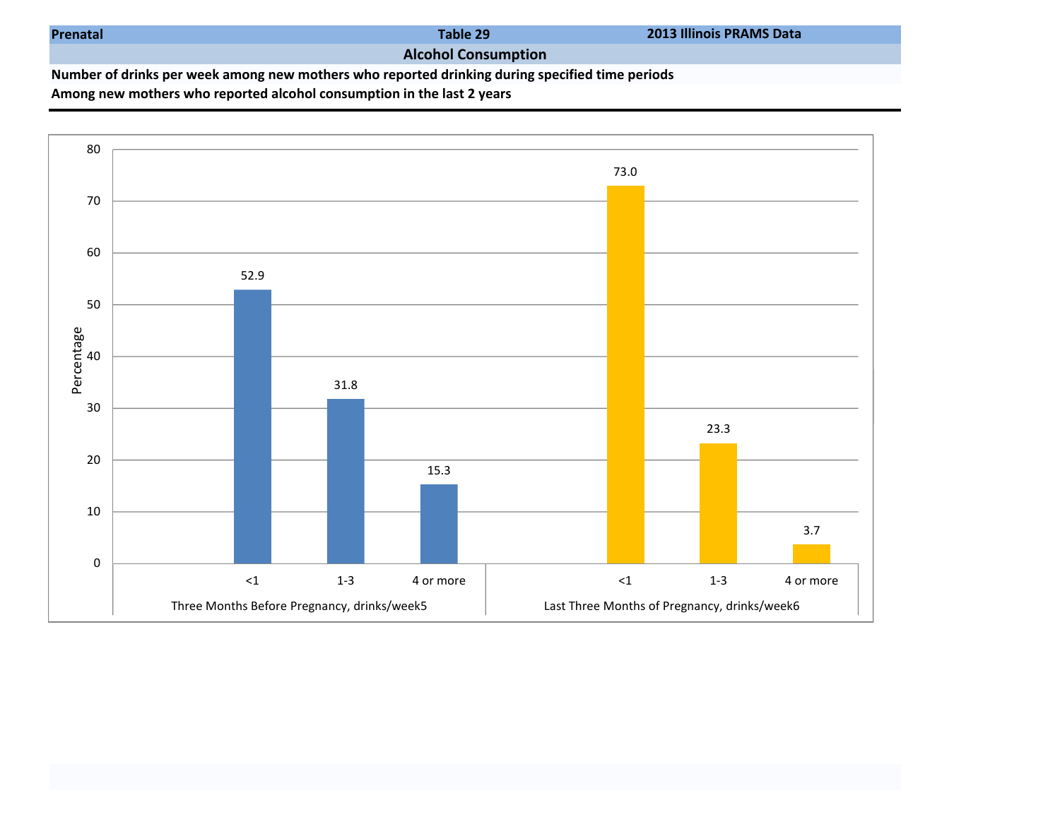**Prenatal** | **Table 29** | **2013 Illinois PRAMS Data**

## Alcohol Consumption

**Number of drinks per week among new mothers who reported drinking during specified time periods**

**Among new mothers who reported alcohol consumption in the last 2 years**

| Time Period | Drinks/week | Percentage |
|---|---|---|
| Three Months Before Pregnancy, drinks/week5 | <1 | 52.9 |
| | 1-3 | 31.8 |
| | 4 or more | 15.3 |
| Last Three Months of Pregnancy, drinks/week6 | <1 | 73.0 |
| | 1-3 | 23.3 |
| | 4 or more | 3.7 |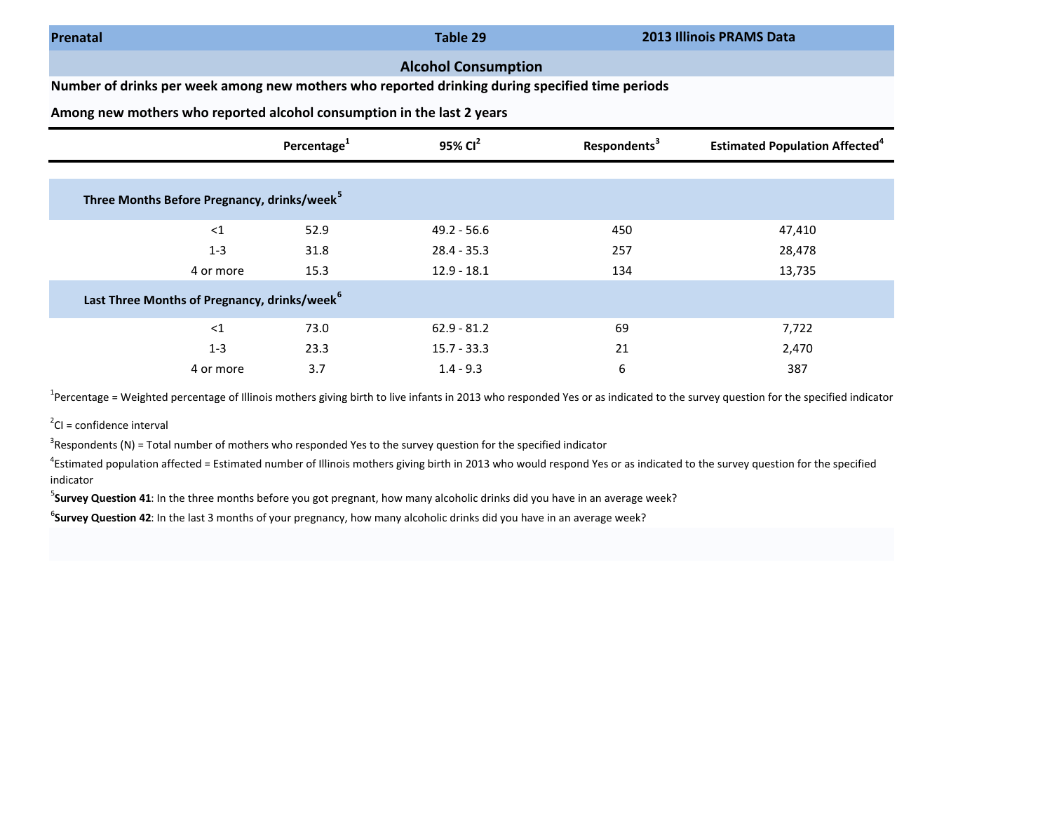**Prenatal** | **Table 29** | **2013 Illinois PRAMS Data**

## Alcohol Consumption

**Number of drinks per week among new mothers who reported drinking during specified time periods**

**Among new mothers who reported alcohol consumption in the last 2 years**

| | Percentage[1] | 95% CI[2] | Respondents[3] | Estimated Population Affected[4] |
|---|---|---|---|---|
| **Three Months Before Pregnancy, drinks/week[5]** | | | | |
| <1 | 52.9 | 49.2 - 56.6 | 450 | 47,410 |
| 1-3 | 31.8 | 28.4 - 35.3 | 257 | 28,478 |
| 4 or more | 15.3 | 12.9 - 18.1 | 134 | 13,735 |
| **Last Three Months of Pregnancy, drinks/week[6]** | | | | |
| <1 | 73.0 | 62.9 - 81.2 | 69 | 7,722 |
| 1-3 | 23.3 | 15.7 - 33.3 | 21 | 2,470 |
| 4 or more | 3.7 | 1.4 - 9.3 | 6 | 387 |

[1]Percentage = Weighted percentage of Illinois mothers giving birth to live infants in 2013 who responded Yes or as indicated to the survey question for the specified indicator

[2]CI = confidence interval

[3]Respondents (N) = Total number of mothers who responded Yes to the survey question for the specified indicator

[4]Estimated population affected = Estimated number of Illinois mothers giving birth in 2013 who would respond Yes or as indicated to the survey question for the specified indicator

[5]**Survey Question 41**: In the three months before you got pregnant, how many alcoholic drinks did you have in an average week?

[6]**Survey Question 42**: In the last 3 months of your pregnancy, how many alcoholic drinks did you have in an average week?